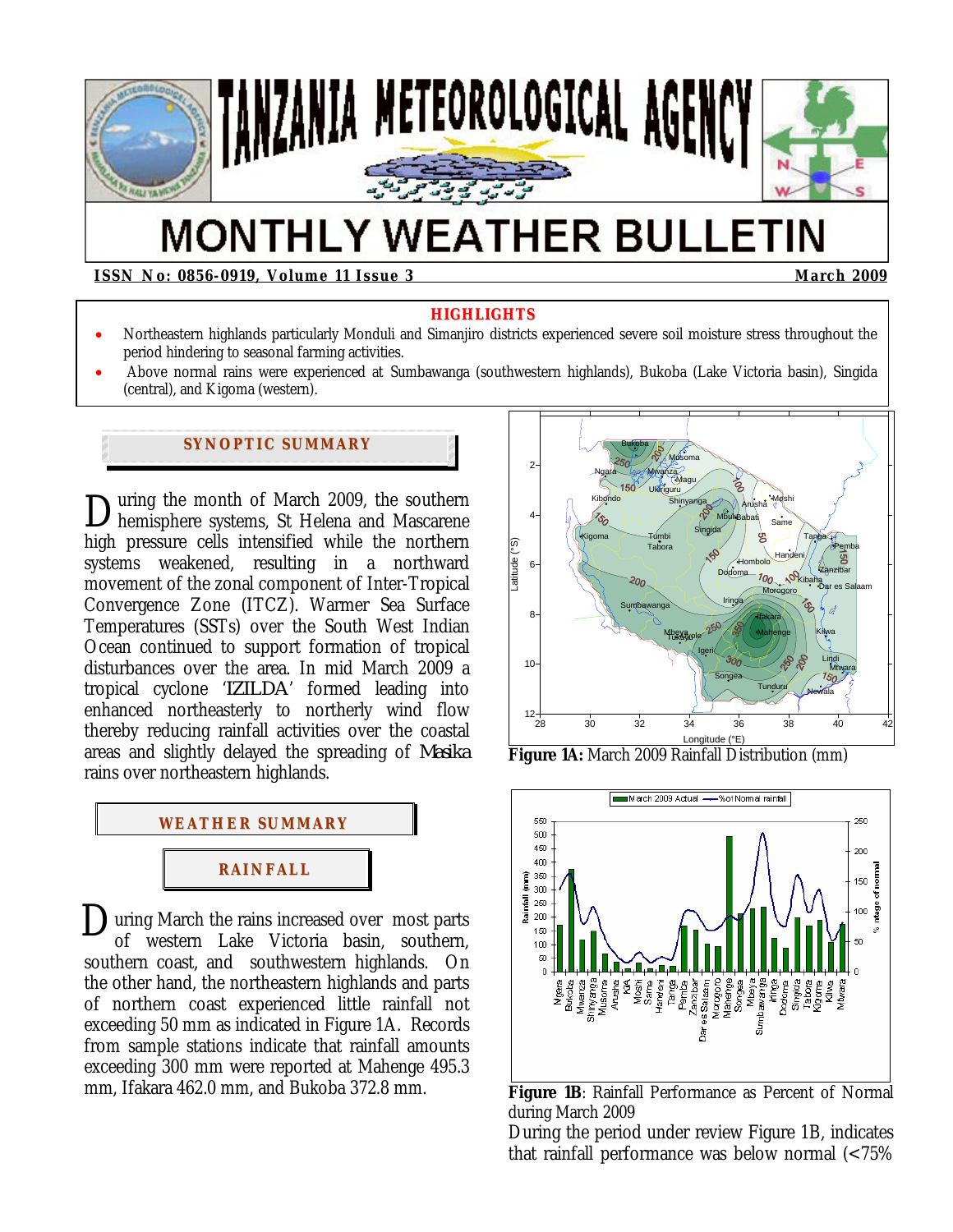# TANZANIA METEOROLOGICAL AGENCY

# MONTHLY WEATHER BULLETIN

**ISSN No: 0856-0919, Volume 11 Issue 3** **March 2009**

## HIGHLIGHTS

- Northeastern highlands particularly Monduli and Simanjiro districts experienced severe soil moisture stress throughout the period hindering to seasonal farming activities.
- Above normal rains were experienced at Sumbawanga (southwestern highlands), Bukoba (Lake Victoria basin), Singida (central), and Kigoma (western).

## SYNOPTIC SUMMARY

During the month of March 2009, the southern hemisphere systems, St Helena and Mascarene high pressure cells intensified while the northern systems weakened, resulting in a northward movement of the zonal component of Inter-Tropical Convergence Zone (ITCZ). Warmer Sea Surface Temperatures (SSTs) over the South West Indian Ocean continued to support formation of tropical disturbances over the area. In mid March 2009 a tropical cyclone 'IZILDA' formed leading into enhanced northeasterly to northerly wind flow thereby reducing rainfall activities over the coastal areas and slightly delayed the spreading of *Masika* rains over northeastern highlands.

## WEATHER SUMMARY

### RAINFALL

During March the rains increased over most parts of western Lake Victoria basin, southern, southern coast, and southwestern highlands. On the other hand, the northeastern highlands and parts of northern coast experienced little rainfall not exceeding 50 mm as indicated in Figure 1A. Records from sample stations indicate that rainfall amounts exceeding 300 mm were reported at Mahenge 495.3 mm, Ifakara 462.0 mm, and Bukoba 372.8 mm.

**Figure 1A:** March 2009 Rainfall Distribution (mm)

**Figure 1B**: Rainfall Performance as Percent of Normal during March 2009

During the period under review Figure 1B, indicates that rainfall performance was below normal (<75%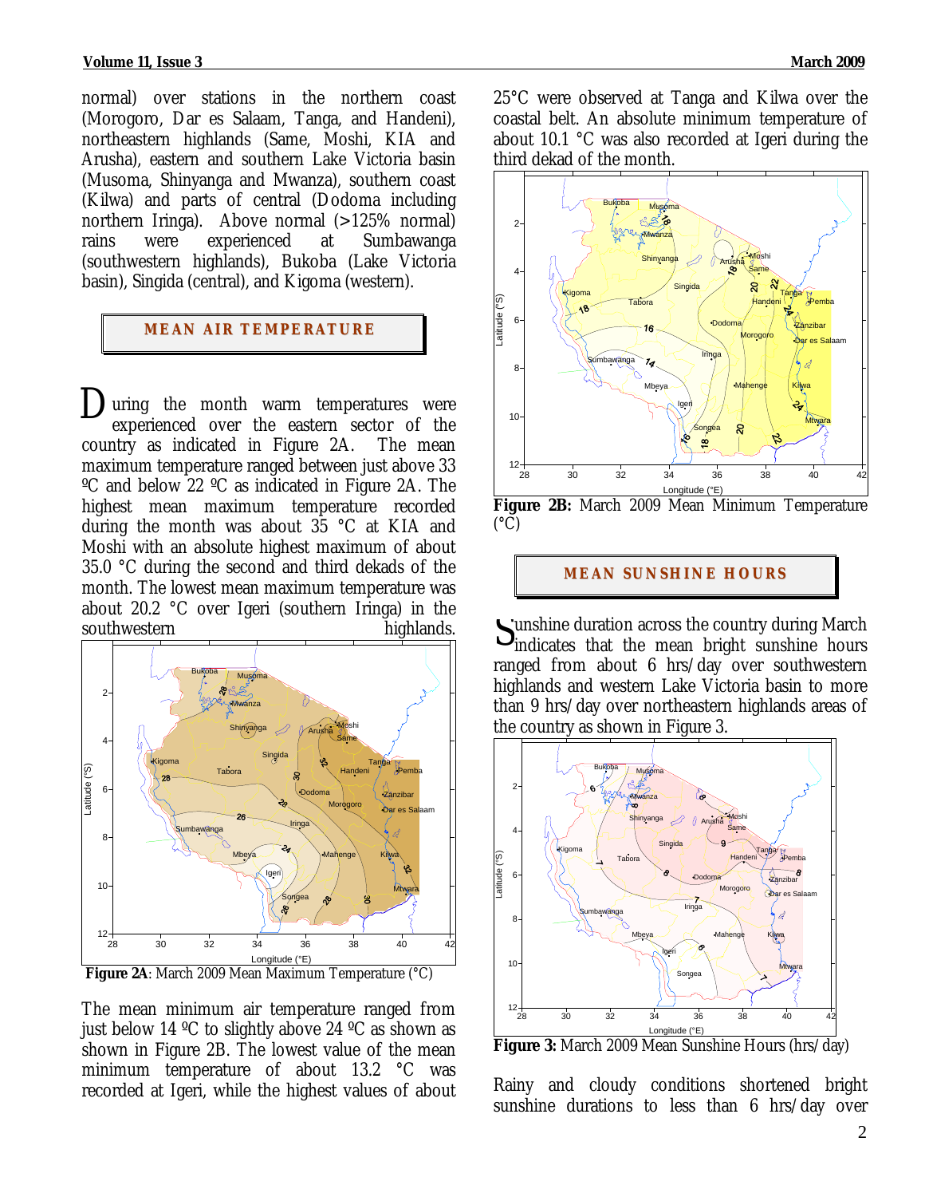normal) over stations in the northern coast (Morogoro, Dar es Salaam, Tanga, and Handeni), northeastern highlands (Same, Moshi, KIA and Arusha), eastern and southern Lake Victoria basin (Musoma, Shinyanga and Mwanza), southern coast (Kilwa) and parts of central (Dodoma including northern Iringa). Above normal (>125% normal) rains were experienced at Sumbawanga (southwestern highlands), Bukoba (Lake Victoria basin), Singida (central), and Kigoma (western).

## MEAN AIR TEMPERATURE

During the month warm temperatures were experienced over the eastern sector of the country as indicated in Figure 2A. The mean maximum temperature ranged between just above 33 ºC and below 22 ºC as indicated in Figure 2A. The highest mean maximum temperature recorded during the month was about 35 °C at KIA and Moshi with an absolute highest maximum of about 35.0 °C during the second and third dekads of the month. The lowest mean maximum temperature was about 20.2 °C over Igeri (southern Iringa) in the southwestern highlands.

**Figure 2A**: March 2009 Mean Maximum Temperature (°C)

The mean minimum air temperature ranged from just below 14 ºC to slightly above 24 ºC as shown as shown in Figure 2B. The lowest value of the mean minimum temperature of about 13.2 °C was recorded at Igeri, while the highest values of about 25°C were observed at Tanga and Kilwa over the coastal belt. An absolute minimum temperature of about 10.1 °C was also recorded at Igeri during the third dekad of the month.

**Figure 2B:** March 2009 Mean Minimum Temperature (°C)

## MEAN SUNSHINE HOURS

Sunshine duration across the country during March indicates that the mean bright sunshine hours ranged from about 6 hrs/day over southwestern highlands and western Lake Victoria basin to more than 9 hrs/day over northeastern highlands areas of the country as shown in Figure 3.

**Figure 3:** March 2009 Mean Sunshine Hours (hrs/day)

Rainy and cloudy conditions shortened bright sunshine durations to less than 6 hrs/day over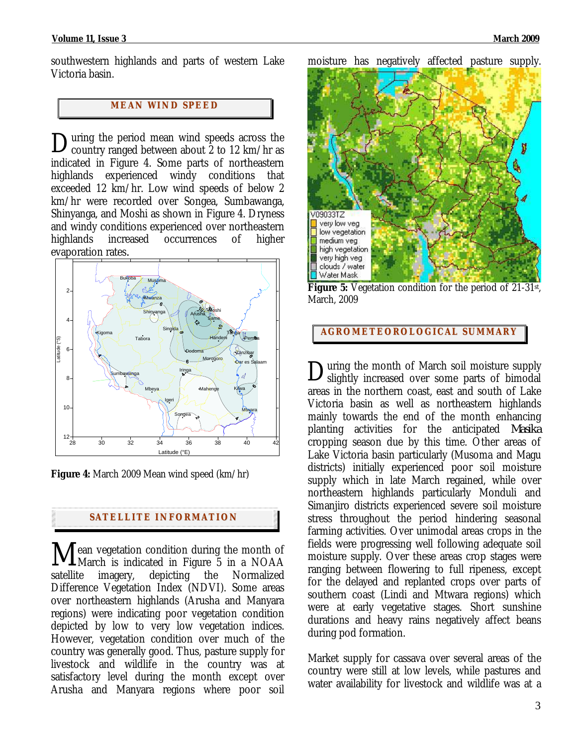southwestern highlands and parts of western Lake Victoria basin.

## MEAN WIND SPEED

During the period mean wind speeds across the country ranged between about 2 to 12 km/hr as indicated in Figure 4. Some parts of northeastern highlands experienced windy conditions that exceeded 12 km/hr. Low wind speeds of below 2 km/hr were recorded over Songea, Sumbawanga, Shinyanga, and Moshi as shown in Figure 4. Dryness and windy conditions experienced over northeastern highlands increased occurrences of higher evaporation rates.

**Figure 4:** March 2009 Mean wind speed (km/hr)

## SATELLITE INFORMATION

Mean vegetation condition during the month of March is indicated in Figure 5 in a NOAA satellite imagery, depicting the Normalized Difference Vegetation Index (NDVI). Some areas over northeastern highlands (Arusha and Manyara regions) were indicating poor vegetation condition depicted by low to very low vegetation indices. However, vegetation condition over much of the country was generally good. Thus, pasture supply for livestock and wildlife in the country was at satisfactory level during the month except over Arusha and Manyara regions where poor soil moisture has negatively affected pasture supply.

**Figure 5:** Vegetation condition for the period of 21-31st, March, 2009

## AGROMETEOROLOGICAL SUMMARY

During the month of March soil moisture supply slightly increased over some parts of bimodal areas in the northern coast, east and south of Lake Victoria basin as well as northeastern highlands mainly towards the end of the month enhancing planting activities for the anticipated *Masika* cropping season due by this time. Other areas of Lake Victoria basin particularly (Musoma and Magu districts) initially experienced poor soil moisture supply which in late March regained, while over northeastern highlands particularly Monduli and Simanjiro districts experienced severe soil moisture stress throughout the period hindering seasonal farming activities. Over unimodal areas crops in the fields were progressing well following adequate soil moisture supply. Over these areas crop stages were ranging between flowering to full ripeness, except for the delayed and replanted crops over parts of southern coast (Lindi and Mtwara regions) which were at early vegetative stages. Short sunshine durations and heavy rains negatively affect beans during pod formation.

Market supply for cassava over several areas of the country were still at low levels, while pastures and water availability for livestock and wildlife was at a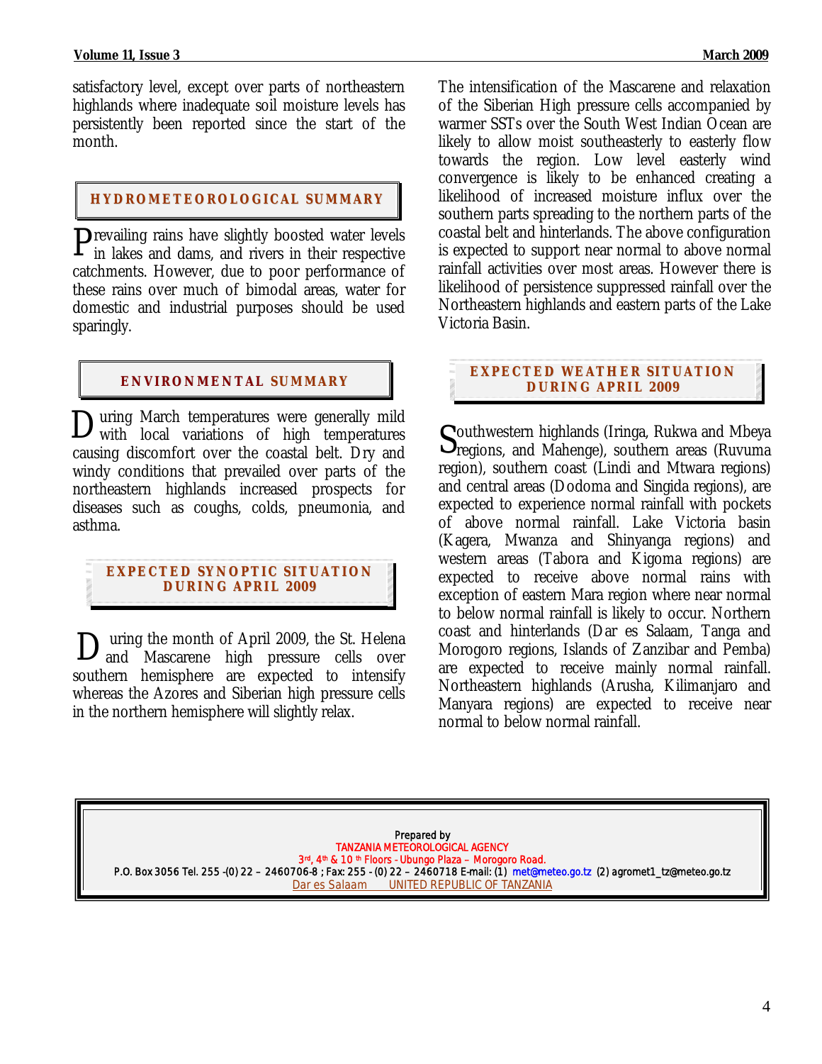satisfactory level, except over parts of northeastern highlands where inadequate soil moisture levels has persistently been reported since the start of the month.

## HYDROMETEOROLOGICAL SUMMARY

Prevailing rains have slightly boosted water levels in lakes and dams, and rivers in their respective catchments. However, due to poor performance of these rains over much of bimodal areas, water for domestic and industrial purposes should be used sparingly.

## ENVIRONMENTAL SUMMARY

During March temperatures were generally mild with local variations of high temperatures causing discomfort over the coastal belt. Dry and windy conditions that prevailed over parts of the northeastern highlands increased prospects for diseases such as coughs, colds, pneumonia, and asthma.

## EXPECTED SYNOPTIC SITUATION DURING APRIL 2009

During the month of April 2009, the St. Helena and Mascarene high pressure cells over southern hemisphere are expected to intensify whereas the Azores and Siberian high pressure cells in the northern hemisphere will slightly relax.

The intensification of the Mascarene and relaxation of the Siberian High pressure cells accompanied by warmer SSTs over the South West Indian Ocean are likely to allow moist southeasterly to easterly flow towards the region. Low level easterly wind convergence is likely to be enhanced creating a likelihood of increased moisture influx over the southern parts spreading to the northern parts of the coastal belt and hinterlands. The above configuration is expected to support near normal to above normal rainfall activities over most areas. However there is likelihood of persistence suppressed rainfall over the Northeastern highlands and eastern parts of the Lake Victoria Basin.

## EXPECTED WEATHER SITUATION DURING APRIL 2009

Southwestern highlands (Iringa, Rukwa and Mbeya regions, and Mahenge), southern areas (Ruvuma region), southern coast (Lindi and Mtwara regions) and central areas (Dodoma and Singida regions), are expected to experience normal rainfall with pockets of above normal rainfall. Lake Victoria basin (Kagera, Mwanza and Shinyanga regions) and western areas (Tabora and Kigoma regions) are expected to receive above normal rains with exception of eastern Mara region where near normal to below normal rainfall is likely to occur. Northern coast and hinterlands (Dar es Salaam, Tanga and Morogoro regions, Islands of Zanzibar and Pemba) are expected to receive mainly normal rainfall. Northeastern highlands (Arusha, Kilimanjaro and Manyara regions) are expected to receive near normal to below normal rainfall.

Prepared by
TANZANIA METEOROLOGICAL AGENCY
3rd, 4th & 10th Floors - Ubungo Plaza – Morogoro Road.
P.O. Box 3056 Tel. 255 -(0) 22 – 2460706-8 ; Fax: 255 - (0) 22 – 2460718 E-mail: (1) met@meteo.go.tz (2) agromet1_tz@meteo.go.tz
Dar es Salaam UNITED REPUBLIC OF TANZANIA